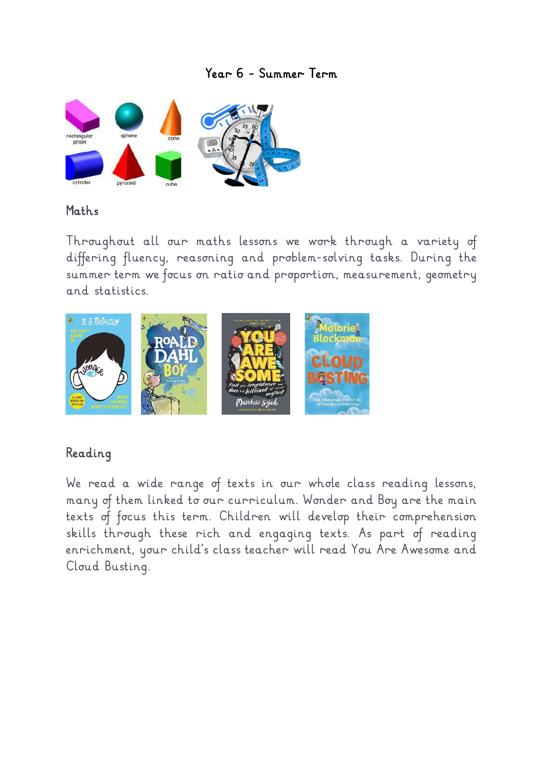# Year 6 - Summer Term

## Maths

Throughout all our maths lessons we work through a variety of differing fluency, reasoning and problem-solving tasks. During the summer term we focus on ratio and proportion, measurement, geometry and statistics.

## Reading

We read a wide range of texts in our whole class reading lessons, many of them linked to our curriculum. Wonder and Boy are the main texts of focus this term. Children will develop their comprehension skills through these rich and engaging texts. As part of reading enrichment, your child's class teacher will read You Are Awesome and Cloud Busting.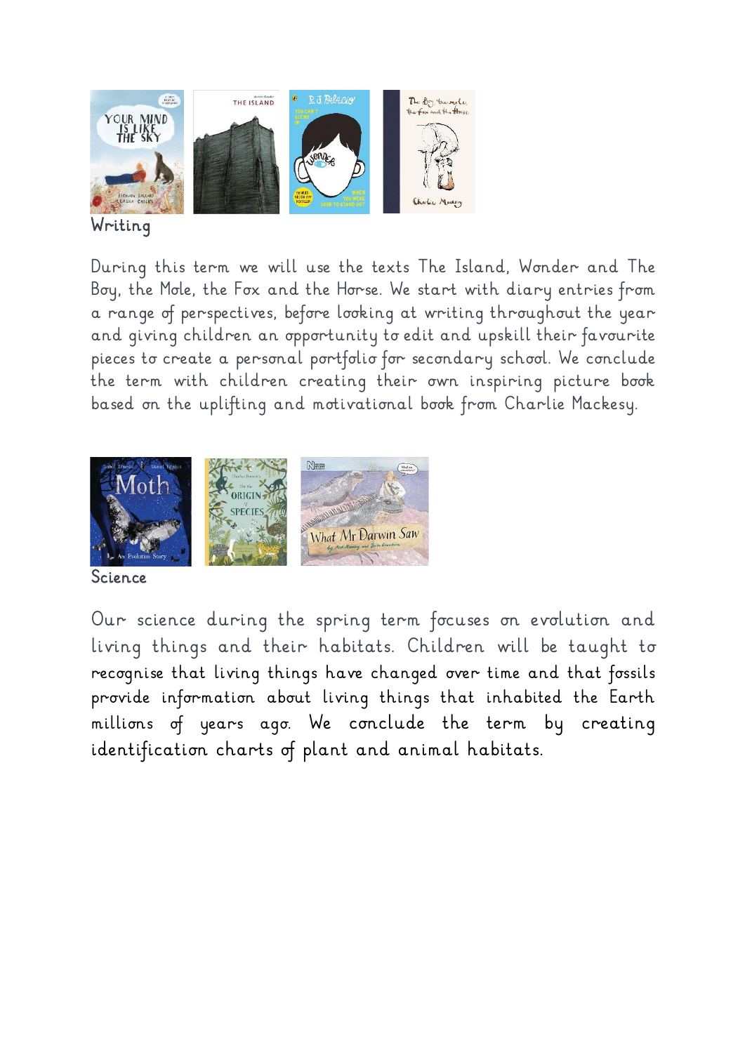## Writing

During this term we will use the texts The Island, Wonder and The Boy, the Mole, the Fox and the Horse. We start with diary entries from a range of perspectives, before looking at writing throughout the year and giving children an opportunity to edit and upskill their favourite pieces to create a personal portfolio for secondary school. We conclude the term with children creating their own inspiring picture book based on the uplifting and motivational book from Charlie Mackesy.

## Science

Our science during the spring term focuses on evolution and living things and their habitats. Children will be taught to recognise that living things have changed over time and that fossils provide information about living things that inhabited the Earth millions of years ago. We conclude the term by creating identification charts of plant and animal habitats.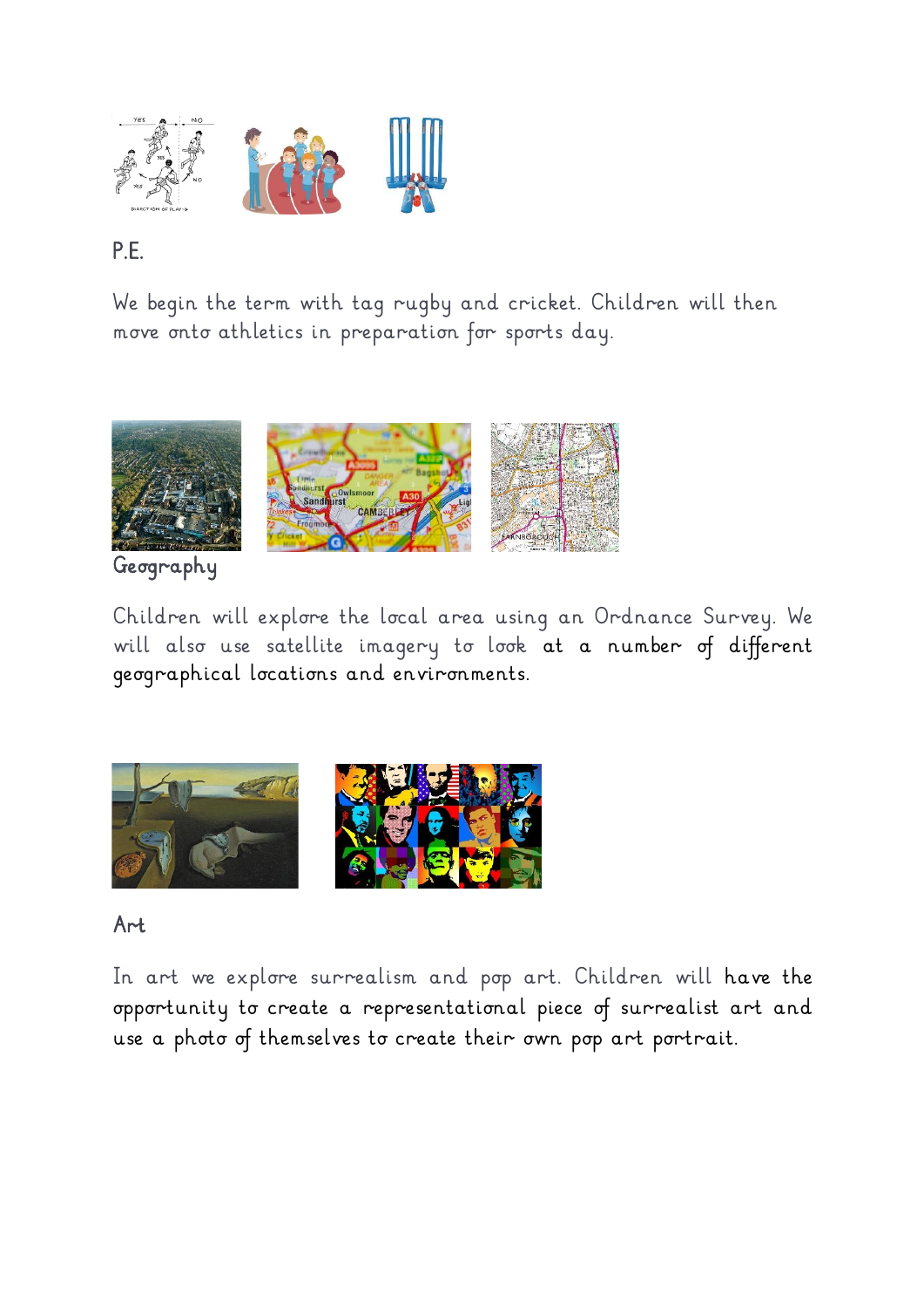## P.E.

We begin the term with tag rugby and cricket. Children will then move onto athletics in preparation for sports day.

## Geography

Children will explore the local area using an Ordnance Survey. We will also use satellite imagery to look at a number of different geographical locations and environments.

## Art

In art we explore surrealism and pop art. Children will have the opportunity to create a representational piece of surrealist art and use a photo of themselves to create their own pop art portrait.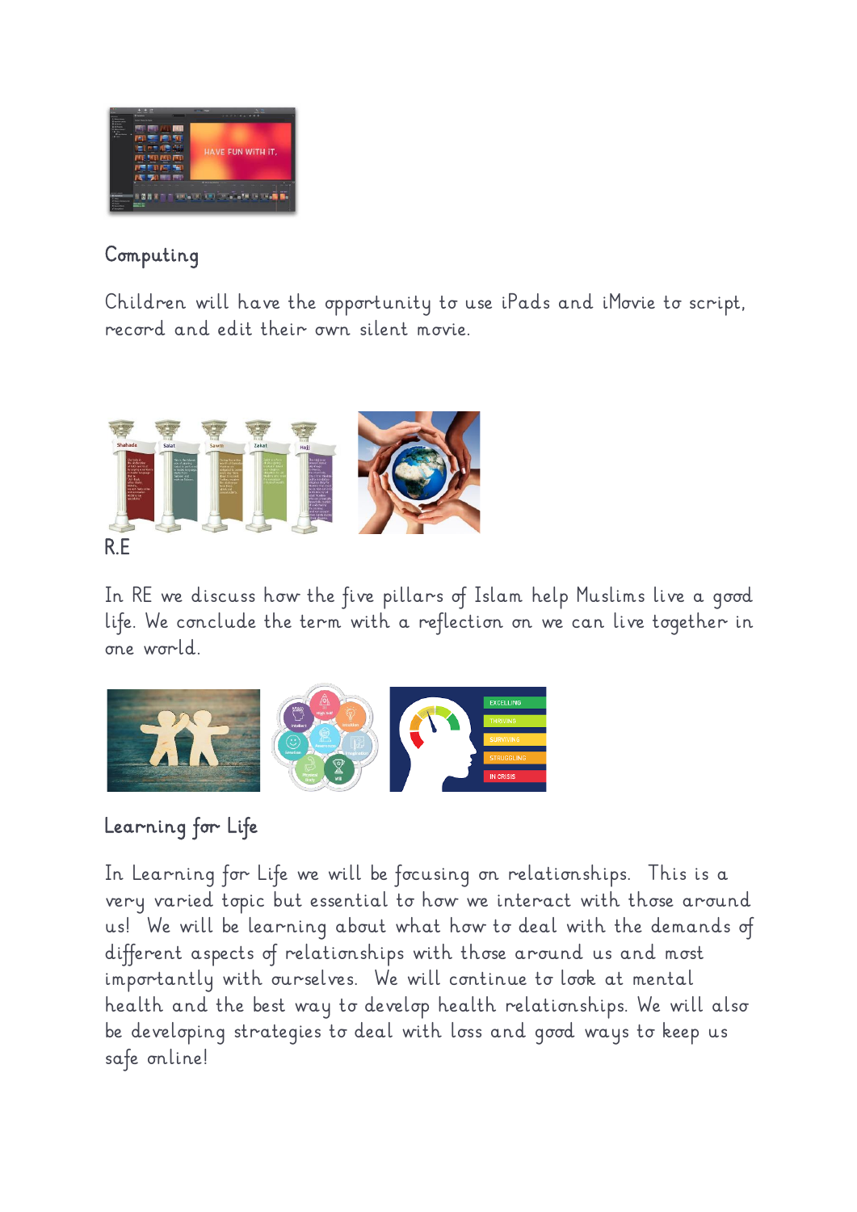## Computing

Children will have the opportunity to use iPads and iMovie to script, record and edit their own silent movie.

## R.E

In RE we discuss how the five pillars of Islam help Muslims live a good life. We conclude the term with a reflection on we can live together in one world.

## Learning for Life

In Learning for Life we will be focusing on relationships. This is a very varied topic but essential to how we interact with those around us! We will be learning about what how to deal with the demands of different aspects of relationships with those around us and most importantly with ourselves. We will continue to look at mental health and the best way to develop health relationships. We will also be developing strategies to deal with loss and good ways to keep us safe online!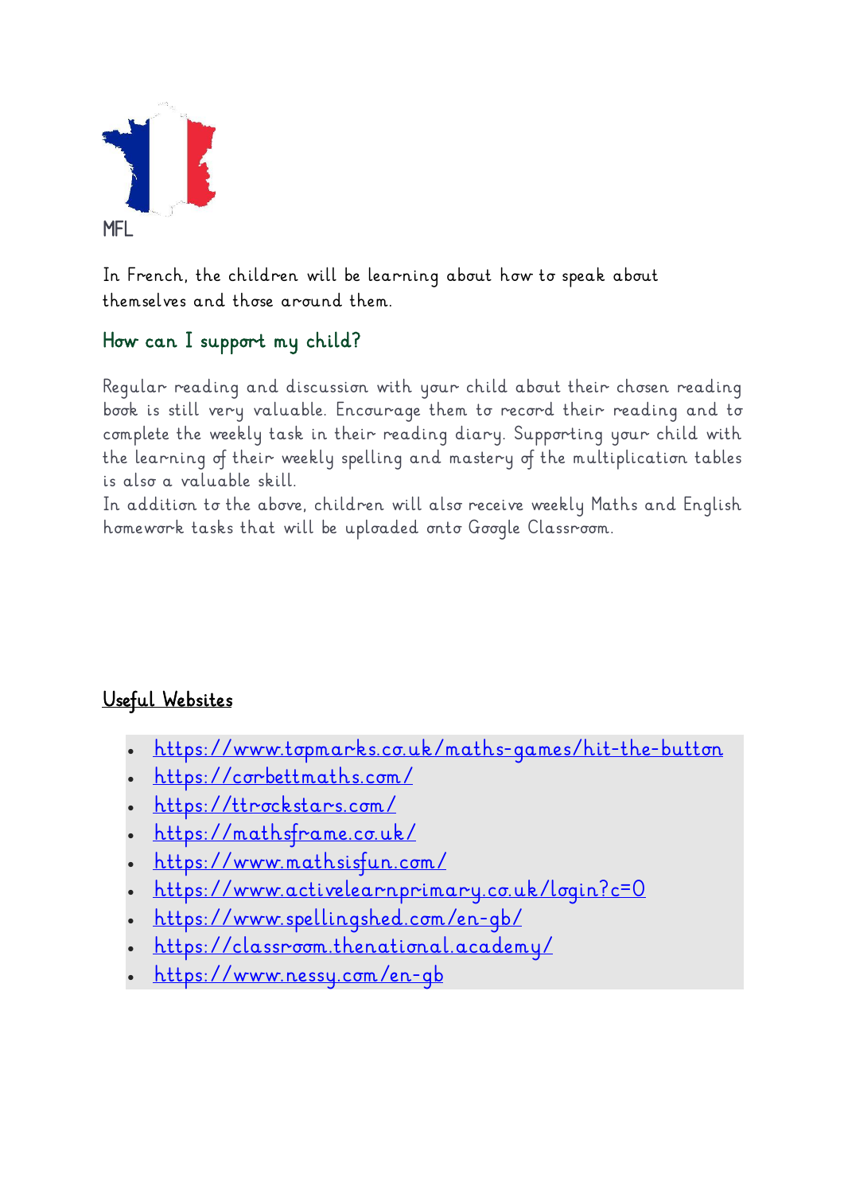## MFL

In French, the children will be learning about how to speak about themselves and those around them.

### How can I support my child?

Regular reading and discussion with your child about their chosen reading book is still very valuable. Encourage them to record their reading and to complete the weekly task in their reading diary. Supporting your child with the learning of their weekly spelling and mastery of the multiplication tables is also a valuable skill.

In addition to the above, children will also receive weekly Maths and English homework tasks that will be uploaded onto Google Classroom.

### Useful Websites

- https://www.topmarks.co.uk/maths-games/hit-the-button
- https://corbettmaths.com/
- https://ttrockstars.com/
- https://mathsframe.co.uk/
- https://www.mathsisfun.com/
- https://www.activelearnprimary.co.uk/login?c=0
- https://www.spellingshed.com/en-gb/
- https://classroom.thenational.academy/
- https://www.nessy.com/en-gb